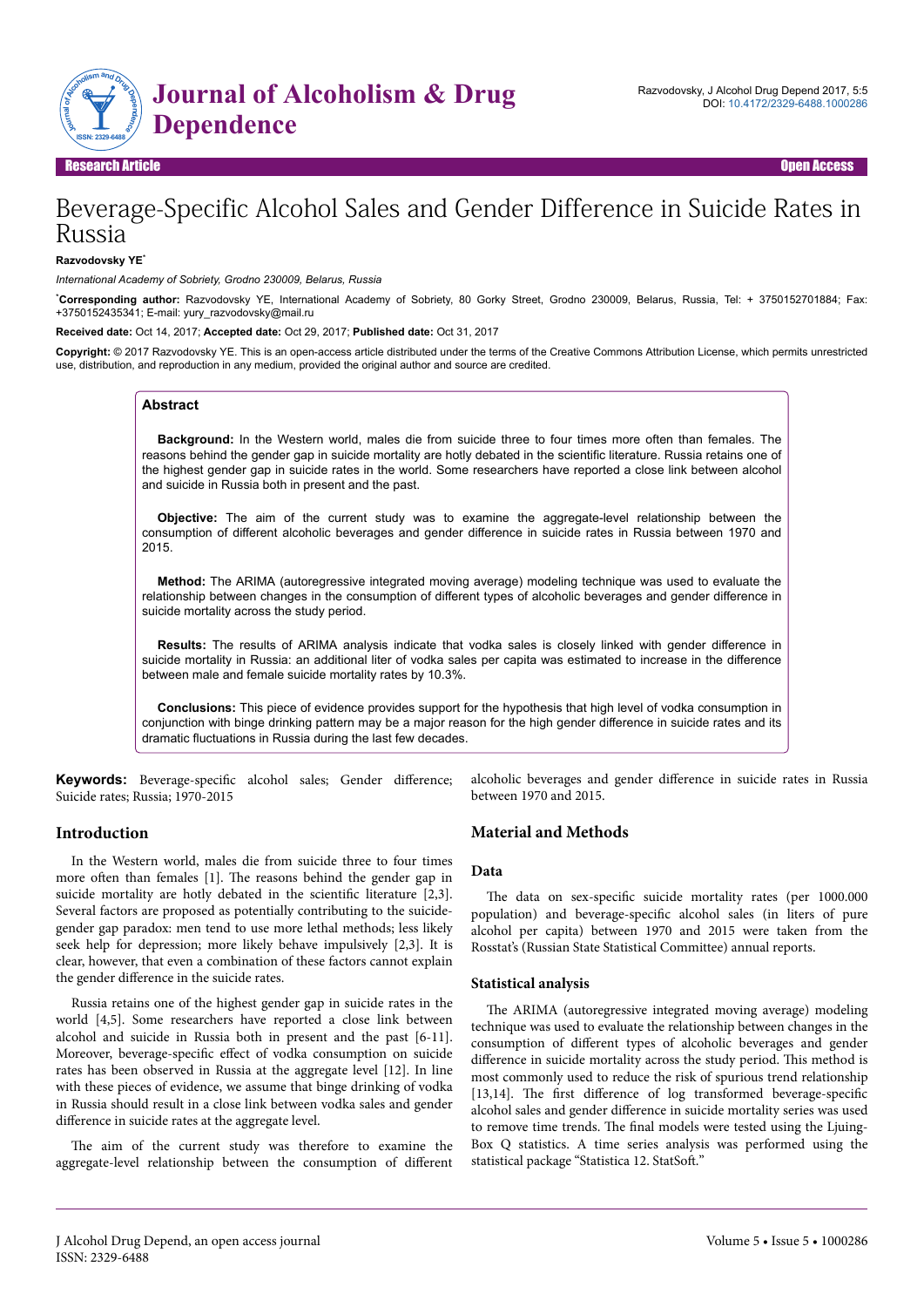Research Article Open Access

# Beverage-Specific Alcohol Sales and Gender Difference in Suicide Rates in Russia

**Razvodovsky YE[*]**

*International Academy of Sobriety, Grodno 230009, Belarus, Russia*

[*]**Corresponding author:** Razvodovsky YE, International Academy of Sobriety, 80 Gorky Street, Grodno 230009, Belarus, Russia, Tel: + 3750152701884; Fax: +3750152435341; E-mail: yury_razvodovsky@mail.ru

**Received date:** Oct 14, 2017; **Accepted date:** Oct 29, 2017; **Published date:** Oct 31, 2017

**Copyright:** © 2017 Razvodovsky YE. This is an open-access article distributed under the terms of the Creative Commons Attribution License, which permits unrestricted use, distribution, and reproduction in any medium, provided the original author and source are credited.

## Abstract

**Background:** In the Western world, males die from suicide three to four times more often than females. The reasons behind the gender gap in suicide mortality are hotly debated in the scientific literature. Russia retains one of the highest gender gap in suicide rates in the world. Some researchers have reported a close link between alcohol and suicide in Russia both in present and the past.

**Objective:** The aim of the current study was to examine the aggregate-level relationship between the consumption of different alcoholic beverages and gender difference in suicide rates in Russia between 1970 and 2015.

**Method:** The ARIMA (autoregressive integrated moving average) modeling technique was used to evaluate the relationship between changes in the consumption of different types of alcoholic beverages and gender difference in suicide mortality across the study period.

**Results:** The results of ARIMA analysis indicate that vodka sales is closely linked with gender difference in suicide mortality in Russia: an additional liter of vodka sales per capita was estimated to increase in the difference between male and female suicide mortality rates by 10.3%.

**Conclusions:** This piece of evidence provides support for the hypothesis that high level of vodka consumption in conjunction with binge drinking pattern may be a major reason for the high gender difference in suicide rates and its dramatic fluctuations in Russia during the last few decades.

**Keywords:** Beverage-specific alcohol sales; Gender difference; Suicide rates; Russia; 1970-2015

## Introduction

In the Western world, males die from suicide three to four times more often than females [1]. The reasons behind the gender gap in suicide mortality are hotly debated in the scientific literature [2,3]. Several factors are proposed as potentially contributing to the suicide-gender gap paradox: men tend to use more lethal methods; less likely seek help for depression; more likely behave impulsively [2,3]. It is clear, however, that even a combination of these factors cannot explain the gender difference in the suicide rates.

Russia retains one of the highest gender gap in suicide rates in the world [4,5]. Some researchers have reported a close link between alcohol and suicide in Russia both in present and the past [6-11]. Moreover, beverage-specific effect of vodka consumption on suicide rates has been observed in Russia at the aggregate level [12]. In line with these pieces of evidence, we assume that binge drinking of vodka in Russia should result in a close link between vodka sales and gender difference in suicide rates at the aggregate level.

The aim of the current study was therefore to examine the aggregate-level relationship between the consumption of different alcoholic beverages and gender difference in suicide rates in Russia between 1970 and 2015.

## Material and Methods

### Data

The data on sex-specific suicide mortality rates (per 1000.000 population) and beverage-specific alcohol sales (in liters of pure alcohol per capita) between 1970 and 2015 were taken from the Rosstat's (Russian State Statistical Committee) annual reports.

### Statistical analysis

The ARIMA (autoregressive integrated moving average) modeling technique was used to evaluate the relationship between changes in the consumption of different types of alcoholic beverages and gender difference in suicide mortality across the study period. This method is most commonly used to reduce the risk of spurious trend relationship [13,14]. The first difference of log transformed beverage-specific alcohol sales and gender difference in suicide mortality series was used to remove time trends. The final models were tested using the Ljung-Box Q statistics. A time series analysis was performed using the statistical package "Statistica 12. StatSoft."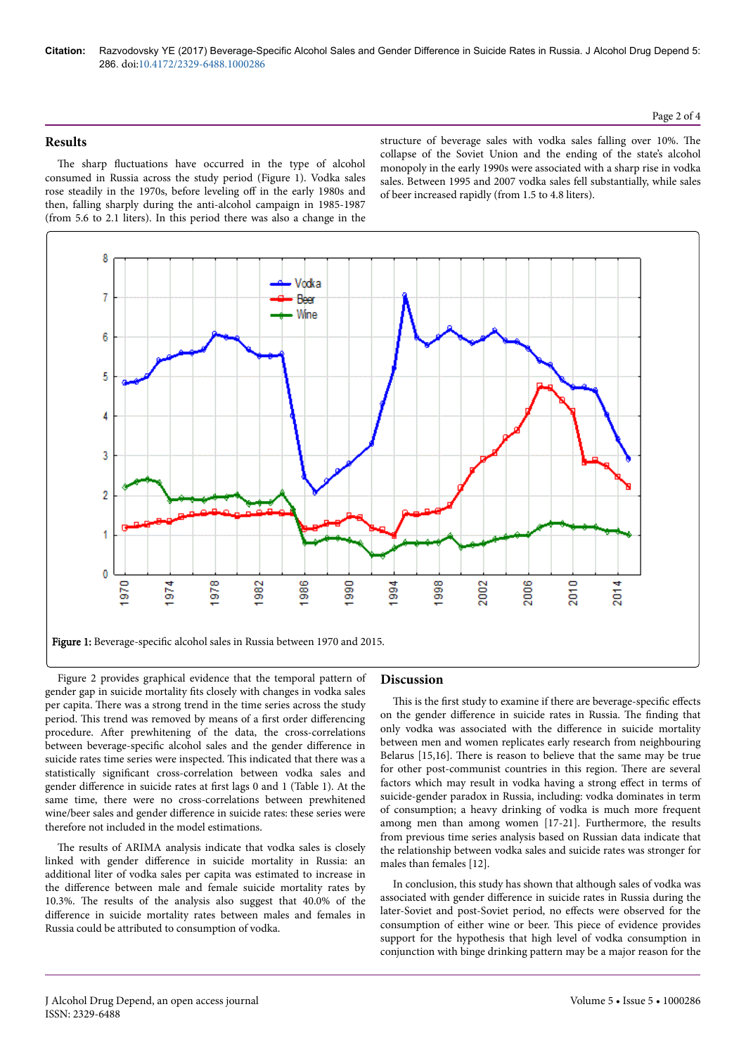## Results

The sharp fluctuations have occurred in the type of alcohol consumed in Russia across the study period (Figure 1). Vodka sales rose steadily in the 1970s, before leveling off in the early 1980s and then, falling sharply during the anti-alcohol campaign in 1985-1987 (from 5.6 to 2.1 liters). In this period there was also a change in the structure of beverage sales with vodka sales falling over 10%. The collapse of the Soviet Union and the ending of the state's alcohol monopoly in the early 1990s were associated with a sharp rise in vodka sales. Between 1995 and 2007 vodka sales fell substantially, while sales of beer increased rapidly (from 1.5 to 4.8 liters).

**Figure 1:** Beverage-specific alcohol sales in Russia between 1970 and 2015.

Figure 2 provides graphical evidence that the temporal pattern of gender gap in suicide mortality fits closely with changes in vodka sales per capita. There was a strong trend in the time series across the study period. This trend was removed by means of a first order differencing procedure. After prewhitening of the data, the cross-correlations between beverage-specific alcohol sales and the gender difference in suicide rates time series were inspected. This indicated that there was a statistically significant cross-correlation between vodka sales and gender difference in suicide rates at first lags 0 and 1 (Table 1). At the same time, there were no cross-correlations between prewhitened wine/beer sales and gender difference in suicide rates: these series were therefore not included in the model estimations.

The results of ARIMA analysis indicate that vodka sales is closely linked with gender difference in suicide mortality in Russia: an additional liter of vodka sales per capita was estimated to increase in the difference between male and female suicide mortality rates by 10.3%. The results of the analysis also suggest that 40.0% of the difference in suicide mortality rates between males and females in Russia could be attributed to consumption of vodka.

## Discussion

This is the first study to examine if there are beverage-specific effects on the gender difference in suicide rates in Russia. The finding that only vodka was associated with the difference in suicide mortality between men and women replicates early research from neighbouring Belarus [15,16]. There is reason to believe that the same may be true for other post-communist countries in this region. There are several factors which may result in vodka having a strong effect in terms of suicide-gender paradox in Russia, including: vodka dominates in term of consumption; a heavy drinking of vodka is much more frequent among men than among women [17-21]. Furthermore, the results from previous time series analysis based on Russian data indicate that the relationship between vodka sales and suicide rates was stronger for males than females [12].

In conclusion, this study has shown that although sales of vodka was associated with gender difference in suicide rates in Russia during the later-Soviet and post-Soviet period, no effects were observed for the consumption of either wine or beer. This piece of evidence provides support for the hypothesis that high level of vodka consumption in conjunction with binge drinking pattern may be a major reason for the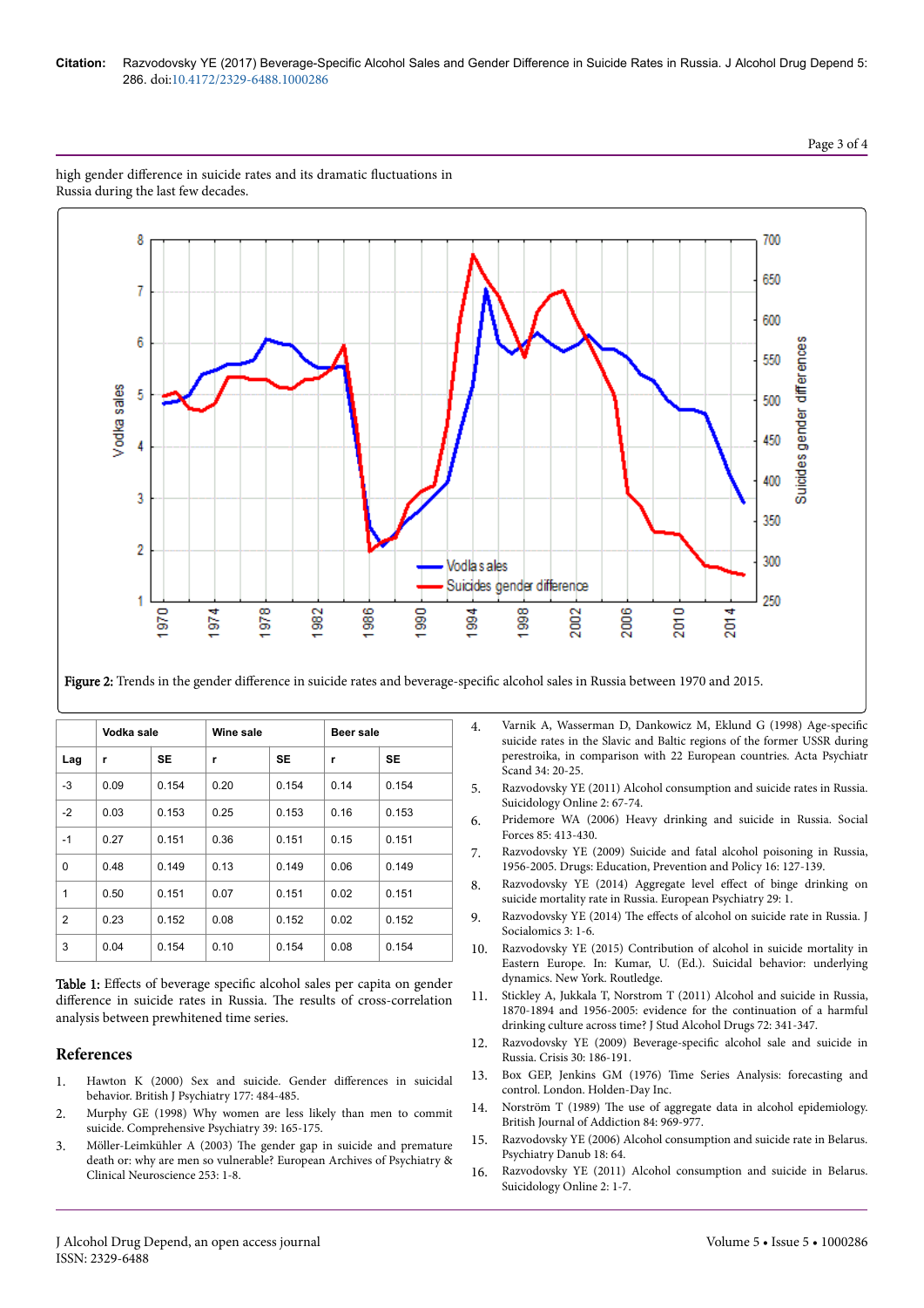high gender difference in suicide rates and its dramatic fluctuations in Russia during the last few decades.

**Figure 2:** Trends in the gender difference in suicide rates and beverage-specific alcohol sales in Russia between 1970 and 2015.

| | Vodka sale | | Wine sale | | Beer sale | |
|---|---|---|---|---|---|---|
| Lag | r | SE | r | SE | r | SE |
| -3 | 0.09 | 0.154 | 0.20 | 0.154 | 0.14 | 0.154 |
| -2 | 0.03 | 0.153 | 0.25 | 0.153 | 0.16 | 0.153 |
| -1 | 0.27 | 0.151 | 0.36 | 0.151 | 0.15 | 0.151 |
| 0 | 0.48 | 0.149 | 0.13 | 0.149 | 0.06 | 0.149 |
| 1 | 0.50 | 0.151 | 0.07 | 0.151 | 0.02 | 0.151 |
| 2 | 0.23 | 0.152 | 0.08 | 0.152 | 0.02 | 0.152 |
| 3 | 0.04 | 0.154 | 0.10 | 0.154 | 0.08 | 0.154 |

**Table 1:** Effects of beverage specific alcohol sales per capita on gender difference in suicide rates in Russia. The results of cross-correlation analysis between prewhitened time series.

## References

1. Hawton K (2000) Sex and suicide. Gender differences in suicidal behavior. British J Psychiatry 177: 484-485.
2. Murphy GE (1998) Why women are less likely than men to commit suicide. Comprehensive Psychiatry 39: 165-175.
3. Möller-Leimkühler A (2003) The gender gap in suicide and premature death or: why are men so vulnerable? European Archives of Psychiatry & Clinical Neuroscience 253: 1-8.
4. Varnik A, Wasserman D, Dankowicz M, Eklund G (1998) Age-specific suicide rates in the Slavic and Baltic regions of the former USSR during perestroika, in comparison with 22 European countries. Acta Psychiatr Scand 34: 20-25.
5. Razvodovsky YE (2011) Alcohol consumption and suicide rates in Russia. Suicidology Online 2: 67-74.
6. Pridemore WA (2006) Heavy drinking and suicide in Russia. Social Forces 85: 413-430.
7. Razvodovsky YE (2009) Suicide and fatal alcohol poisoning in Russia, 1956-2005. Drugs: Education, Prevention and Policy 16: 127-139.
8. Razvodovsky YE (2014) Aggregate level effect of binge drinking on suicide mortality rate in Russia. European Psychiatry 29: 1.
9. Razvodovsky YE (2014) The effects of alcohol on suicide rate in Russia. J Socialomics 3: 1-6.
10. Razvodovsky YE (2015) Contribution of alcohol in suicide mortality in Eastern Europe. In: Kumar, U. (Ed.). Suicidal behavior: underlying dynamics. New York. Routledge.
11. Stickley A, Jukkala T, Norstrom T (2011) Alcohol and suicide in Russia, 1870-1894 and 1956-2005: evidence for the continuation of a harmful drinking culture across time? J Stud Alcohol Drugs 72: 341-347.
12. Razvodovsky YE (2009) Beverage-specific alcohol sale and suicide in Russia. Crisis 30: 186-191.
13. Box GEP, Jenkins GM (1976) Time Series Analysis: forecasting and control. London. Holden-Day Inc.
14. Norström T (1989) The use of aggregate data in alcohol epidemiology. British Journal of Addiction 84: 969-977.
15. Razvodovsky YE (2006) Alcohol consumption and suicide rate in Belarus. Psychiatry Danub 18: 64.
16. Razvodovsky YE (2011) Alcohol consumption and suicide in Belarus. Suicidology Online 2: 1-7.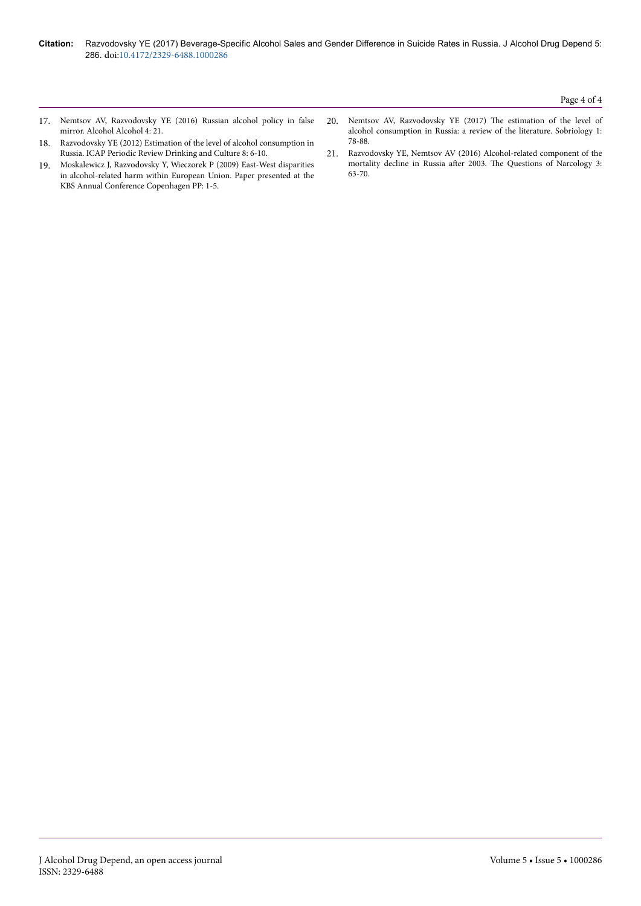17. Nemtsov AV, Razvodovsky YE (2016) Russian alcohol policy in false mirror. Alcohol Alcohol 4: 21.
18. Razvodovsky YE (2012) Estimation of the level of alcohol consumption in Russia. ICAP Periodic Review Drinking and Culture 8: 6-10.
19. Moskalewicz J, Razvodovsky Y, Wieczorek P (2009) East-West disparities in alcohol-related harm within European Union. Paper presented at the KBS Annual Conference Copenhagen PP: 1-5.
20. Nemtsov AV, Razvodovsky YE (2017) The estimation of the level of alcohol consumption in Russia: a review of the literature. Sobriology 1: 78-88.
21. Razvodovsky YE, Nemtsov AV (2016) Alcohol-related component of the mortality decline in Russia after 2003. The Questions of Narcology 3: 63-70.